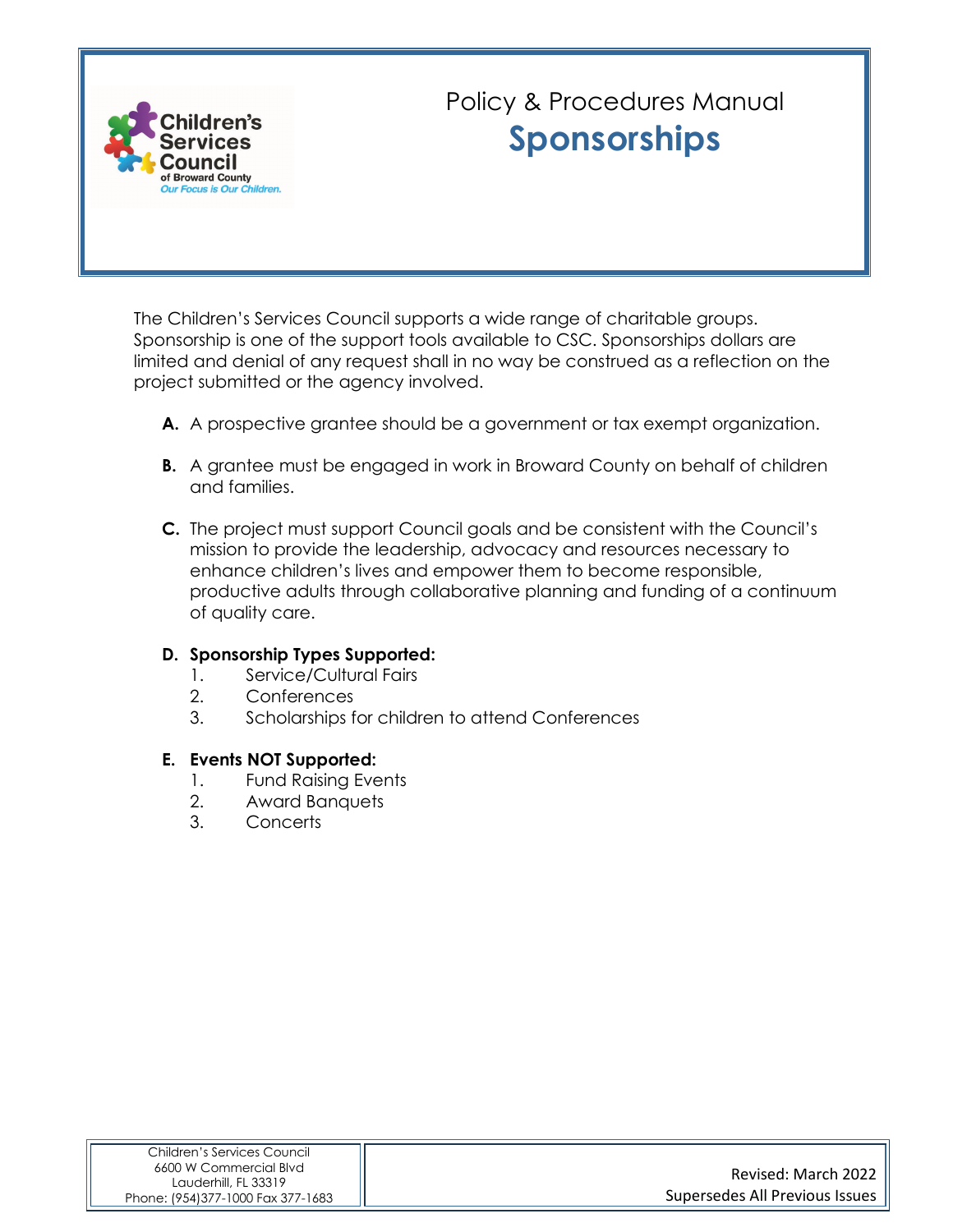# Policy & Procedures Manual

## Sponsorships

The Children's Services Council supports a wide range of charitable groups. Sponsorship is one of the support tools available to CSC. Sponsorships dollars are limited and denial of any request shall in no way be construed as a reflection on the project submitted or the agency involved.

**A.** A prospective grantee should be a government or tax exempt organization.

**B.** A grantee must be engaged in work in Broward County on behalf of children and families.

**C.** The project must support Council goals and be consistent with the Council's mission to provide the leadership, advocacy and resources necessary to enhance children's lives and empower them to become responsible, productive adults through collaborative planning and funding of a continuum of quality care.

**D. Sponsorship Types Supported:**

1. Service/Cultural Fairs
2. Conferences
3. Scholarships for children to attend Conferences

**E. Events NOT Supported:**

1. Fund Raising Events
2. Award Banquets
3. Concerts

Children's Services Council
6600 W Commercial Blvd
Lauderhill, FL 33319
Phone: (954)377-1000 Fax 377-1683

Revised: March 2022
Supersedes All Previous Issues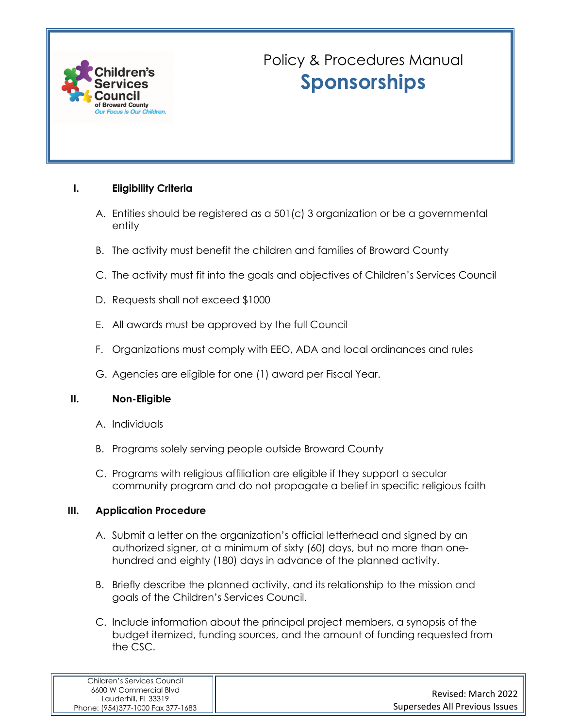# Policy & Procedures Manual
## Sponsorships

### I. Eligibility Criteria

A. Entities should be registered as a 501(c) 3 organization or be a governmental entity

B. The activity must benefit the children and families of Broward County

C. The activity must fit into the goals and objectives of Children's Services Council

D. Requests shall not exceed $1000

E. All awards must be approved by the full Council

F. Organizations must comply with EEO, ADA and local ordinances and rules

G. Agencies are eligible for one (1) award per Fiscal Year.

### II. Non-Eligible

A. Individuals

B. Programs solely serving people outside Broward County

C. Programs with religious affiliation are eligible if they support a secular community program and do not propagate a belief in specific religious faith

### III. Application Procedure

A. Submit a letter on the organization's official letterhead and signed by an authorized signer, at a minimum of sixty (60) days, but no more than one-hundred and eighty (180) days in advance of the planned activity.

B. Briefly describe the planned activity, and its relationship to the mission and goals of the Children's Services Council.

C. Include information about the principal project members, a synopsis of the budget itemized, funding sources, and the amount of funding requested from the CSC.

Children's Services Council
6600 W Commercial Blvd
Lauderhill, FL 33319
Phone: (954)377-1000 Fax 377-1683

Revised: March 2022
Supersedes All Previous Issues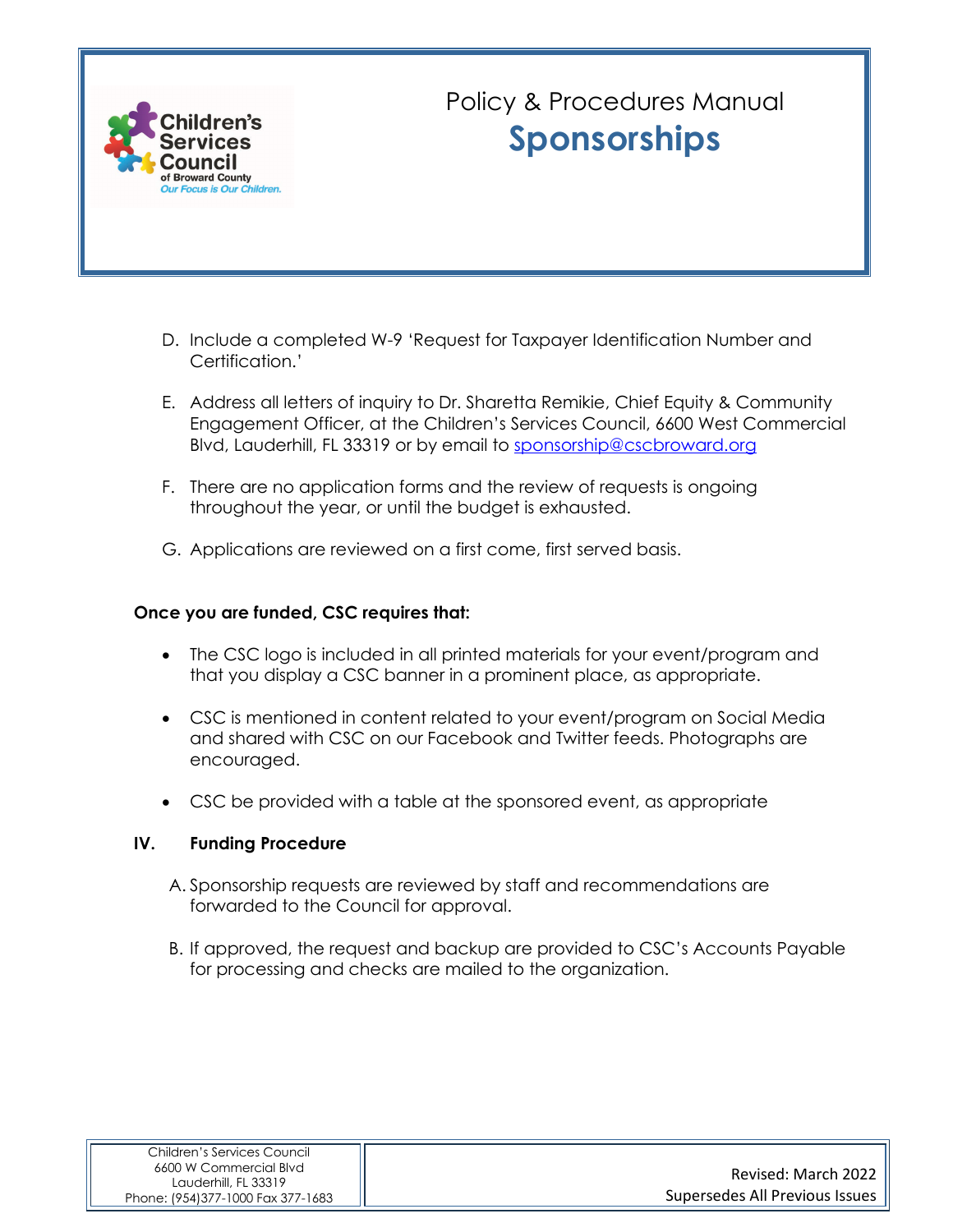D. Include a completed W-9 'Request for Taxpayer Identification Number and Certification.'

E. Address all letters of inquiry to Dr. Sharetta Remikie, Chief Equity & Community Engagement Officer, at the Children's Services Council, 6600 West Commercial Blvd, Lauderhill, FL 33319 or by email to sponsorship@cscbroward.org

F. There are no application forms and the review of requests is ongoing throughout the year, or until the budget is exhausted.

G. Applications are reviewed on a first come, first served basis.

**Once you are funded, CSC requires that:**

- The CSC logo is included in all printed materials for your event/program and that you display a CSC banner in a prominent place, as appropriate.
- CSC is mentioned in content related to your event/program on Social Media and shared with CSC on our Facebook and Twitter feeds. Photographs are encouraged.
- CSC be provided with a table at the sponsored event, as appropriate

## IV. Funding Procedure

A. Sponsorship requests are reviewed by staff and recommendations are forwarded to the Council for approval.

B. If approved, the request and backup are provided to CSC's Accounts Payable for processing and checks are mailed to the organization.